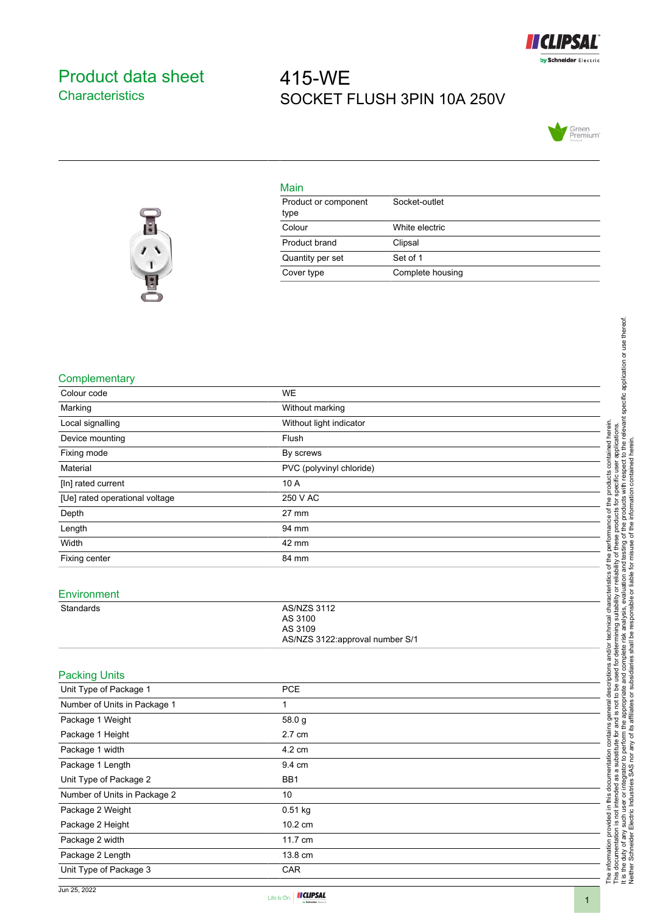# Product data sheet
## Characteristics

# 415-WE
SOCKET FLUSH 3PIN 10A 250V

## Main

| | |
|---|---|
| Product or component type | Socket-outlet |
| Colour | White electric |
| Product brand | Clipsal |
| Quantity per set | Set of 1 |
| Cover type | Complete housing |

## Complementary

| | |
|---|---|
| Colour code | WE |
| Marking | Without marking |
| Local signalling | Without light indicator |
| Device mounting | Flush |
| Fixing mode | By screws |
| Material | PVC (polyvinyl chloride) |
| [In] rated current | 10 A |
| [Ue] rated operational voltage | 250 V AC |
| Depth | 27 mm |
| Length | 94 mm |
| Width | 42 mm |
| Fixing center | 84 mm |

## Environment

| | |
|---|---|
| Standards | AS/NZS 3112<br>AS 3100<br>AS 3109<br>AS/NZS 3122:approval number S/1 |

## Packing Units

| | |
|---|---|
| Unit Type of Package 1 | PCE |
| Number of Units in Package 1 | 1 |
| Package 1 Weight | 58.0 g |
| Package 1 Height | 2.7 cm |
| Package 1 width | 4.2 cm |
| Package 1 Length | 9.4 cm |
| Unit Type of Package 2 | BB1 |
| Number of Units in Package 2 | 10 |
| Package 2 Weight | 0.51 kg |
| Package 2 Height | 10.2 cm |
| Package 2 width | 11.7 cm |
| Package 2 Length | 13.8 cm |
| Unit Type of Package 3 | CAR |

The information provided in this documentation contains general descriptions and/or technical characteristics of the performance of the products contained herein.
This documentation is not intended as a substitute for and is not to be used for determining suitability or reliability of these products for specific user applications.
It is the duty of any such user or integrator to perform the appropriate and complete risk analysis, evaluation and testing of the products with respect to the relevant specific application or use thereof.
Neither Schneider Electric Industries SAS nor any of its affiliates or subsidiaries shall be responsible or liable for misuse of the information contained herein.

Jun 25, 2022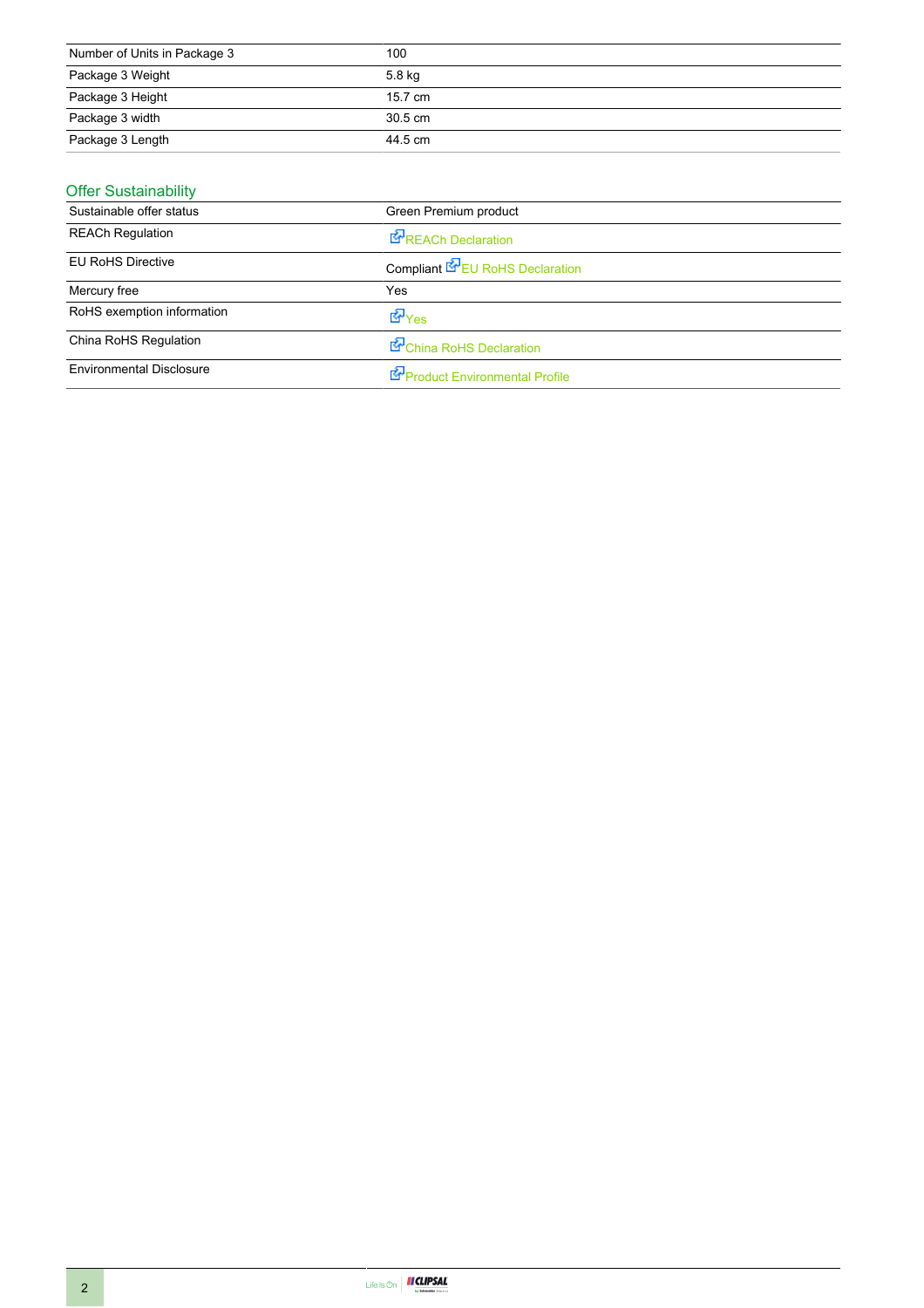| | |
|---|---|
| Number of Units in Package 3 | 100 |
| Package 3 Weight | 5.8 kg |
| Package 3 Height | 15.7 cm |
| Package 3 width | 30.5 cm |
| Package 3 Length | 44.5 cm |

## Offer Sustainability

| | |
|---|---|
| Sustainable offer status | Green Premium product |
| REACh Regulation | REACh Declaration |
| EU RoHS Directive | Compliant EU RoHS Declaration |
| Mercury free | Yes |
| RoHS exemption information | Yes |
| China RoHS Regulation | China RoHS Declaration |
| Environmental Disclosure | Product Environmental Profile |